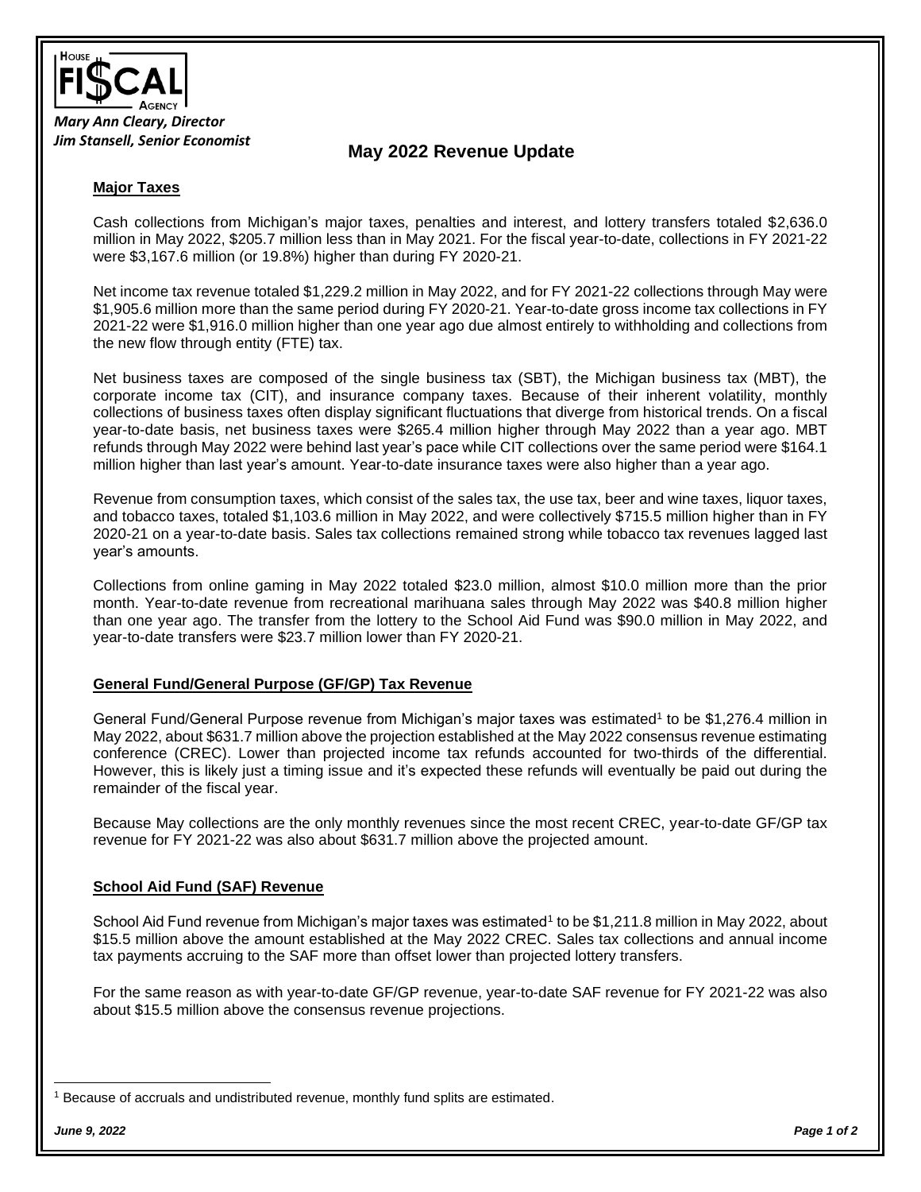House Fiscal Agency

*Mary Ann Cleary, Director*
*Jim Stansell, Senior Economist*

# May 2022 Revenue Update

## Major Taxes

Cash collections from Michigan's major taxes, penalties and interest, and lottery transfers totaled $2,636.0 million in May 2022, $205.7 million less than in May 2021. For the fiscal year-to-date, collections in FY 2021-22 were $3,167.6 million (or 19.8%) higher than during FY 2020-21.

Net income tax revenue totaled $1,229.2 million in May 2022, and for FY 2021-22 collections through May were $1,905.6 million more than the same period during FY 2020-21. Year-to-date gross income tax collections in FY 2021-22 were $1,916.0 million higher than one year ago due almost entirely to withholding and collections from the new flow through entity (FTE) tax.

Net business taxes are composed of the single business tax (SBT), the Michigan business tax (MBT), the corporate income tax (CIT), and insurance company taxes. Because of their inherent volatility, monthly collections of business taxes often display significant fluctuations that diverge from historical trends. On a fiscal year-to-date basis, net business taxes were $265.4 million higher through May 2022 than a year ago. MBT refunds through May 2022 were behind last year's pace while CIT collections over the same period were $164.1 million higher than last year's amount. Year-to-date insurance taxes were also higher than a year ago.

Revenue from consumption taxes, which consist of the sales tax, the use tax, beer and wine taxes, liquor taxes, and tobacco taxes, totaled $1,103.6 million in May 2022, and were collectively $715.5 million higher than in FY 2020-21 on a year-to-date basis. Sales tax collections remained strong while tobacco tax revenues lagged last year's amounts.

Collections from online gaming in May 2022 totaled $23.0 million, almost $10.0 million more than the prior month. Year-to-date revenue from recreational marihuana sales through May 2022 was $40.8 million higher than one year ago. The transfer from the lottery to the School Aid Fund was $90.0 million in May 2022, and year-to-date transfers were $23.7 million lower than FY 2020-21.

## General Fund/General Purpose (GF/GP) Tax Revenue

General Fund/General Purpose revenue from Michigan's major taxes was estimated[1] to be $1,276.4 million in May 2022, about $631.7 million above the projection established at the May 2022 consensus revenue estimating conference (CREC). Lower than projected income tax refunds accounted for two-thirds of the differential. However, this is likely just a timing issue and it's expected these refunds will eventually be paid out during the remainder of the fiscal year.

Because May collections are the only monthly revenues since the most recent CREC, year-to-date GF/GP tax revenue for FY 2021-22 was also about $631.7 million above the projected amount.

## School Aid Fund (SAF) Revenue

School Aid Fund revenue from Michigan's major taxes was estimated[1] to be $1,211.8 million in May 2022, about $15.5 million above the amount established at the May 2022 CREC. Sales tax collections and annual income tax payments accruing to the SAF more than offset lower than projected lottery transfers.

For the same reason as with year-to-date GF/GP revenue, year-to-date SAF revenue for FY 2021-22 was also about $15.5 million above the consensus revenue projections.

[1] Because of accruals and undistributed revenue, monthly fund splits are estimated.

*June 9, 2022*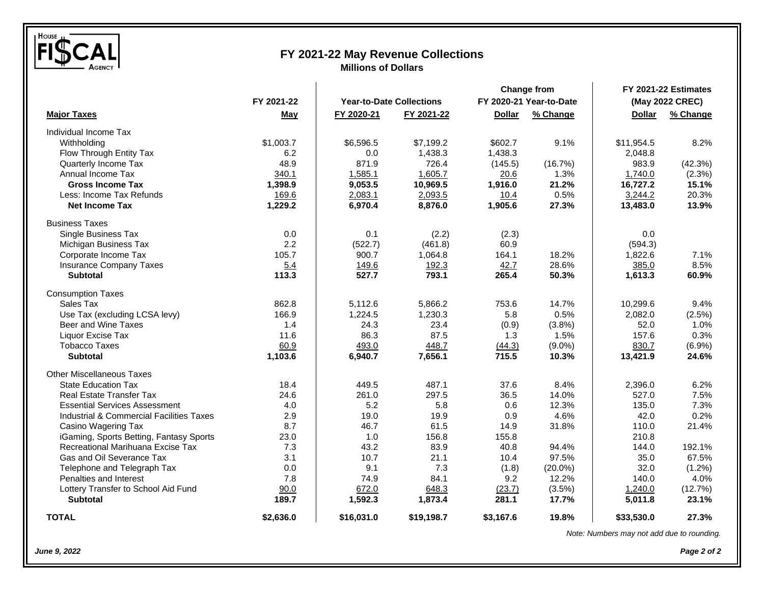HOUSE FISCAL AGENCY

# FY 2021-22 May Revenue Collections

**Millions of Dollars**

| | FY 2021-22 | Year-to-Date Collections | | Change from FY 2020-21 Year-to-Date | | FY 2021-22 Estimates (May 2022 CREC) | |
|---|---|---|---|---|---|---|---|
| **Major Taxes** | **May** | **FY 2020-21** | **FY 2021-22** | **Dollar** | **% Change** | **Dollar** | **% Change** |
| Individual Income Tax | | | | | | | |
| Withholding | $1,003.7 | $6,596.5 | $7,199.2 | $602.7 | 9.1% | $11,954.5 | 8.2% |
| Flow Through Entity Tax | 6.2 | 0.0 | 1,438.3 | 1,438.3 | | 2,048.8 | |
| Quarterly Income Tax | 48.9 | 871.9 | 726.4 | (145.5) | (16.7%) | 983.9 | (42.3%) |
| Annual Income Tax | 340.1 | 1,585.1 | 1,605.7 | 20.6 | 1.3% | 1,740.0 | (2.3%) |
| **Gross Income Tax** | **1,398.9** | **9,053.5** | **10,969.5** | **1,916.0** | **21.2%** | **16,727.2** | **15.1%** |
| Less: Income Tax Refunds | 169.6 | 2,083.1 | 2,093.5 | 10.4 | 0.5% | 3,244.2 | 20.3% |
| **Net Income Tax** | **1,229.2** | **6,970.4** | **8,876.0** | **1,905.6** | **27.3%** | **13,483.0** | **13.9%** |
| Business Taxes | | | | | | | |
| Single Business Tax | 0.0 | 0.1 | (2.2) | (2.3) | | 0.0 | |
| Michigan Business Tax | 2.2 | (522.7) | (461.8) | 60.9 | | (594.3) | |
| Corporate Income Tax | 105.7 | 900.7 | 1,064.8 | 164.1 | 18.2% | 1,822.6 | 7.1% |
| Insurance Company Taxes | 5.4 | 149.6 | 192.3 | 42.7 | 28.6% | 385.0 | 8.5% |
| **Subtotal** | **113.3** | **527.7** | **793.1** | **265.4** | **50.3%** | **1,613.3** | **60.9%** |
| Consumption Taxes | | | | | | | |
| Sales Tax | 862.8 | 5,112.6 | 5,866.2 | 753.6 | 14.7% | 10,299.6 | 9.4% |
| Use Tax (excluding LCSA levy) | 166.9 | 1,224.5 | 1,230.3 | 5.8 | 0.5% | 2,082.0 | (2.5%) |
| Beer and Wine Taxes | 1.4 | 24.3 | 23.4 | (0.9) | (3.8%) | 52.0 | 1.0% |
| Liquor Excise Tax | 11.6 | 86.3 | 87.5 | 1.3 | 1.5% | 157.6 | 0.3% |
| Tobacco Taxes | 60.9 | 493.0 | 448.7 | (44.3) | (9.0%) | 830.7 | (6.9%) |
| **Subtotal** | **1,103.6** | **6,940.7** | **7,656.1** | **715.5** | **10.3%** | **13,421.9** | **24.6%** |
| Other Miscellaneous Taxes | | | | | | | |
| State Education Tax | 18.4 | 449.5 | 487.1 | 37.6 | 8.4% | 2,396.0 | 6.2% |
| Real Estate Transfer Tax | 24.6 | 261.0 | 297.5 | 36.5 | 14.0% | 527.0 | 7.5% |
| Essential Services Assessment | 4.0 | 5.2 | 5.8 | 0.6 | 12.3% | 135.0 | 7.3% |
| Industrial & Commercial Facilities Taxes | 2.9 | 19.0 | 19.9 | 0.9 | 4.6% | 42.0 | 0.2% |
| Casino Wagering Tax | 8.7 | 46.7 | 61.5 | 14.9 | 31.8% | 110.0 | 21.4% |
| iGaming, Sports Betting, Fantasy Sports | 23.0 | 1.0 | 156.8 | 155.8 | | 210.8 | |
| Recreational Marihuana Excise Tax | 7.3 | 43.2 | 83.9 | 40.8 | 94.4% | 144.0 | 192.1% |
| Gas and Oil Severance Tax | 3.1 | 10.7 | 21.1 | 10.4 | 97.5% | 35.0 | 67.5% |
| Telephone and Telegraph Tax | 0.0 | 9.1 | 7.3 | (1.8) | (20.0%) | 32.0 | (1.2%) |
| Penalties and Interest | 7.8 | 74.9 | 84.1 | 9.2 | 12.2% | 140.0 | 4.0% |
| Lottery Transfer to School Aid Fund | 90.0 | 672.0 | 648.3 | (23.7) | (3.5%) | 1,240.0 | (12.7%) |
| **Subtotal** | **189.7** | **1,592.3** | **1,873.4** | **281.1** | **17.7%** | **5,011.8** | **23.1%** |
| **TOTAL** | **$2,636.0** | **$16,031.0** | **$19,198.7** | **$3,167.6** | **19.8%** | **$33,530.0** | **27.3%** |

*Note: Numbers may not add due to rounding.*

*June 9, 2022*